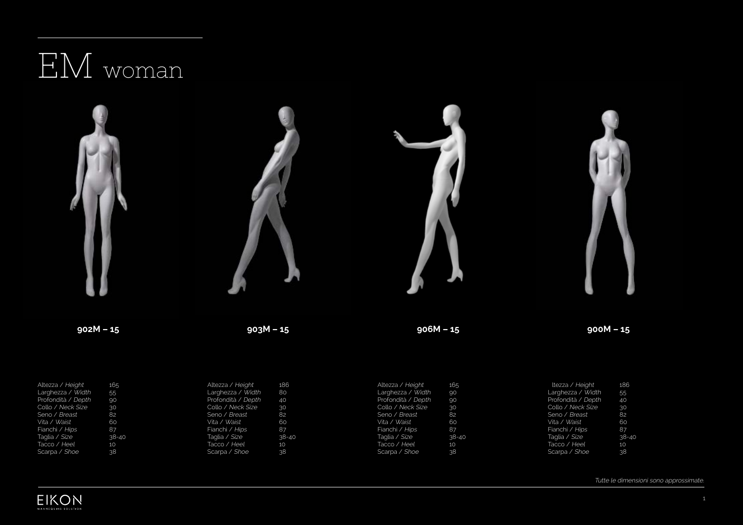# EM woman

**902M – 15**

| | |
|---|---|
| Altezza / *Height* | 165 |
| Larghezza / *Width* | 55 |
| Profondità / *Depth* | 90 |
| Collo / *Neck Size* | 30 |
| Seno / *Breast* | 82 |
| Vita / *Waist* | 60 |
| Fianchi / *Hips* | 87 |
| Taglia / *Size* | 38-40 |
| Tacco / *Heel* | 10 |
| Scarpa / *Shoe* | 38 |

**903M – 15**

| | |
|---|---|
| Altezza / *Height* | 186 |
| Larghezza / *Width* | 80 |
| Profondità / *Depth* | 40 |
| Collo / *Neck Size* | 30 |
| Seno / *Breast* | 82 |
| Vita / *Waist* | 60 |
| Fianchi / *Hips* | 87 |
| Taglia / *Size* | 38-40 |
| Tacco / *Heel* | 10 |
| Scarpa / *Shoe* | 38 |

**906M – 15**

| | |
|---|---|
| Altezza / *Height* | 165 |
| Larghezza / *Width* | 90 |
| Profondità / *Depth* | 90 |
| Collo / *Neck Size* | 30 |
| Seno / *Breast* | 82 |
| Vita / *Waist* | 60 |
| Fianchi / *Hips* | 87 |
| Taglia / *Size* | 38-40 |
| Tacco / *Heel* | 10 |
| Scarpa / *Shoe* | 38 |

**900M – 15**

| | |
|---|---|
| ltezza / *Height* | 186 |
| Larghezza / *Width* | 55 |
| Profondità / *Depth* | 40 |
| Collo / *Neck Size* | 30 |
| Seno / *Breast* | 82 |
| Vita / *Waist* | 60 |
| Fianchi / *Hips* | 87 |
| Taglia / *Size* | 38-40 |
| Tacco / *Heel* | 10 |
| Scarpa / *Shoe* | 38 |

*Tutte le dimensioni sono approssimate.*

EIKON
MANNEQUINS SOLUTION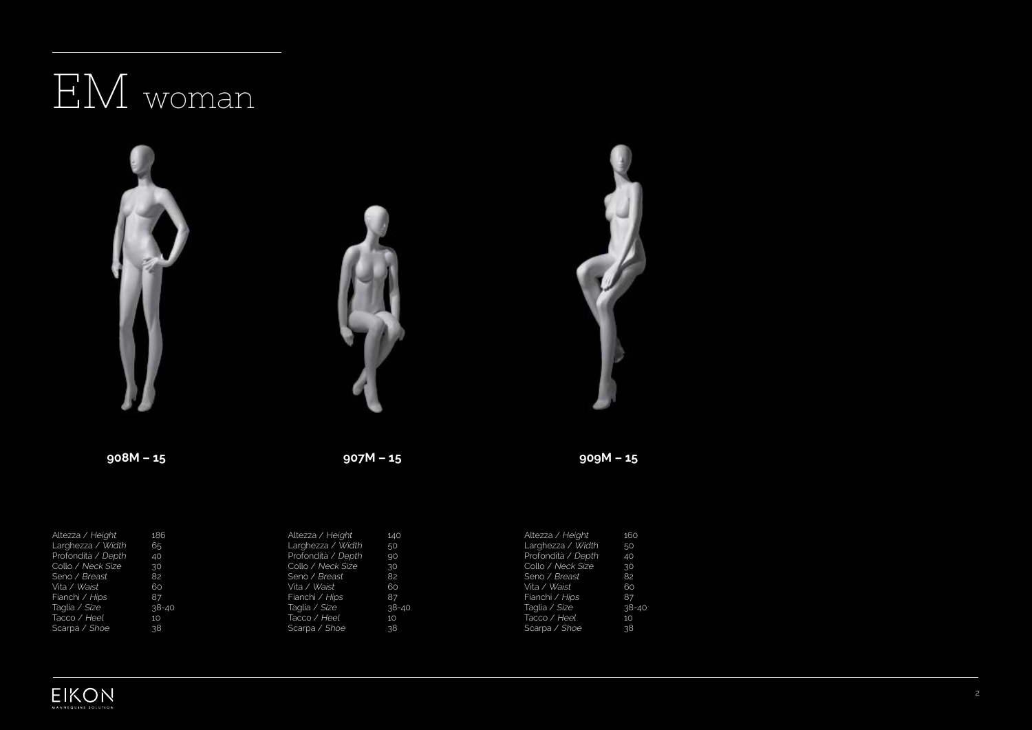# EM woman

**908M – 15**

| | |
|---|---|
| Altezza / *Height* | 186 |
| Larghezza / *Width* | 65 |
| Profondità / *Depth* | 40 |
| Collo / *Neck Size* | 30 |
| Seno / *Breast* | 82 |
| Vita / *Waist* | 60 |
| Fianchi / *Hips* | 87 |
| Taglia / *Size* | 38-40 |
| Tacco / *Heel* | 10 |
| Scarpa / *Shoe* | 38 |

**907M – 15**

| | |
|---|---|
| Altezza / *Height* | 140 |
| Larghezza / *Width* | 50 |
| Profondità / *Depth* | 90 |
| Collo / *Neck Size* | 30 |
| Seno / *Breast* | 82 |
| Vita / *Waist* | 60 |
| Fianchi / *Hips* | 87 |
| Taglia / *Size* | 38-40 |
| Tacco / *Heel* | 10 |
| Scarpa / *Shoe* | 38 |

**909M – 15**

| | |
|---|---|
| Altezza / *Height* | 160 |
| Larghezza / *Width* | 50 |
| Profondità / *Depth* | 40 |
| Collo / *Neck Size* | 30 |
| Seno / *Breast* | 82 |
| Vita / *Waist* | 60 |
| Fianchi / *Hips* | 87 |
| Taglia / *Size* | 38-40 |
| Tacco / *Heel* | 10 |
| Scarpa / *Shoe* | 38 |

EIKON
MANNEQUINS SOLUTION